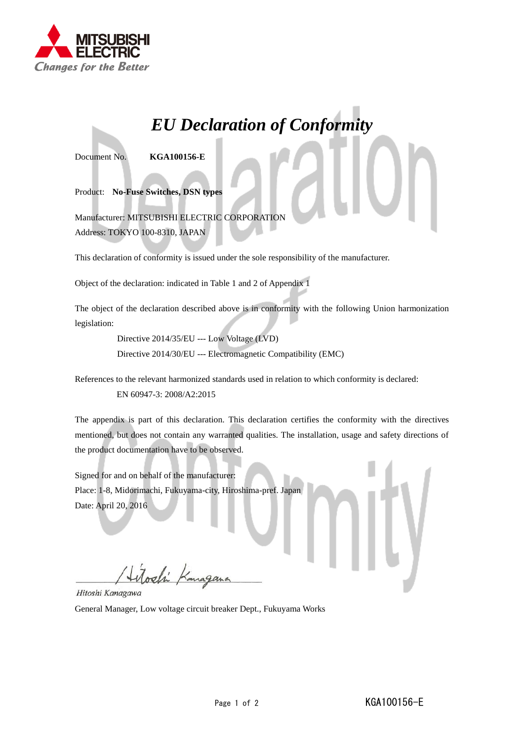# *EU Declaration of Conformity*

Document No. **KGA100156-E**

Product: **No-Fuse Switches, DSN types**

Manufacturer: MITSUBISHI ELECTRIC CORPORATION
Address: TOKYO 100-8310, JAPAN

This declaration of conformity is issued under the sole responsibility of the manufacturer.

Object of the declaration: indicated in Table 1 and 2 of Appendix 1

The object of the declaration described above is in conformity with the following Union harmonization legislation:

Directive 2014/35/EU --- Low Voltage (LVD)
Directive 2014/30/EU --- Electromagnetic Compatibility (EMC)

References to the relevant harmonized standards used in relation to which conformity is declared:

EN 60947-3: 2008/A2:2015

The appendix is part of this declaration. This declaration certifies the conformity with the directives mentioned, but does not contain any warranted qualities. The installation, usage and safety directions of the product documentation have to be observed.

Signed for and on behalf of the manufacturer:
Place: 1-8, Midorimachi, Fukuyama-city, Hiroshima-pref. Japan
Date: April 20, 2016

*Hitoshi Kanagawa*
General Manager, Low voltage circuit breaker Dept., Fukuyama Works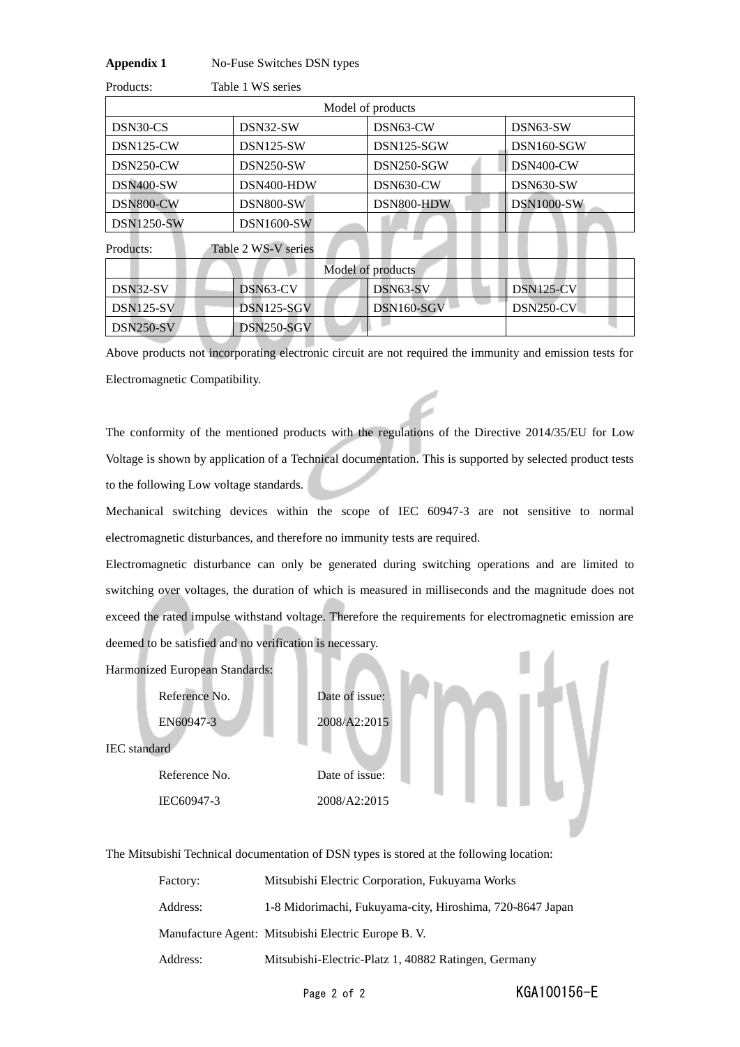**Appendix 1** No-Fuse Switches DSN types

Products: Table 1 WS series

| Model of products | | | |
|---|---|---|---|
| DSN30-CS | DSN32-SW | DSN63-CW | DSN63-SW |
| DSN125-CW | DSN125-SW | DSN125-SGW | DSN160-SGW |
| DSN250-CW | DSN250-SW | DSN250-SGW | DSN400-CW |
| DSN400-SW | DSN400-HDW | DSN630-CW | DSN630-SW |
| DSN800-CW | DSN800-SW | DSN800-HDW | DSN1000-SW |
| DSN1250-SW | DSN1600-SW | | |

Products: Table 2 WS-V series

| Model of products | | | |
|---|---|---|---|
| DSN32-SV | DSN63-CV | DSN63-SV | DSN125-CV |
| DSN125-SV | DSN125-SGV | DSN160-SGV | DSN250-CV |
| DSN250-SV | DSN250-SGV | | |

Above products not incorporating electronic circuit are not required the immunity and emission tests for Electromagnetic Compatibility.

The conformity of the mentioned products with the regulations of the Directive 2014/35/EU for Low Voltage is shown by application of a Technical documentation. This is supported by selected product tests to the following Low voltage standards.

Mechanical switching devices within the scope of IEC 60947-3 are not sensitive to normal electromagnetic disturbances, and therefore no immunity tests are required.

Electromagnetic disturbance can only be generated during switching operations and are limited to switching over voltages, the duration of which is measured in milliseconds and the magnitude does not exceed the rated impulse withstand voltage. Therefore the requirements for electromagnetic emission are deemed to be satisfied and no verification is necessary.

Harmonized European Standards:

| Reference No. | Date of issue: |
|---|---|
| EN60947-3 | 2008/A2:2015 |

IEC standard

| Reference No. | Date of issue: |
|---|---|
| IEC60947-3 | 2008/A2:2015 |

The Mitsubishi Technical documentation of DSN types is stored at the following location:

Factory: Mitsubishi Electric Corporation, Fukuyama Works

Address: 1-8 Midorimachi, Fukuyama-city, Hiroshima, 720-8647 Japan

Manufacture Agent: Mitsubishi Electric Europe B. V.

Address: Mitsubishi-Electric-Platz 1, 40882 Ratingen, Germany

KGA100156-E